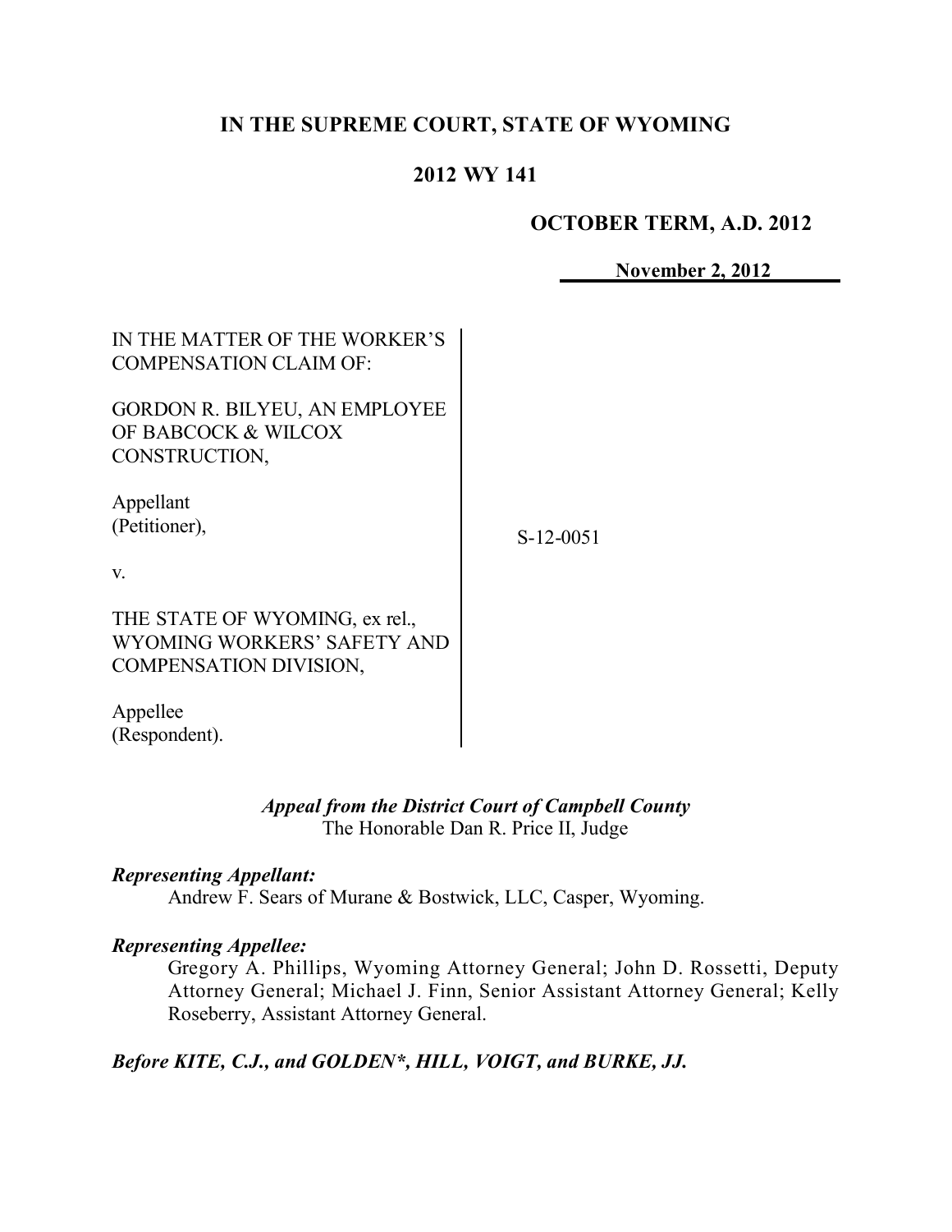# IN THE SUPREME COURT, STATE OF WYOMING

## 2012 WY 141

**OCTOBER TERM, A.D. 2012**

**November 2, 2012**

IN THE MATTER OF THE WORKER'S COMPENSATION CLAIM OF:

GORDON R. BILYEU, AN EMPLOYEE OF BABCOCK & WILCOX CONSTRUCTION,

Appellant
(Petitioner),

v.

THE STATE OF WYOMING, ex rel., WYOMING WORKERS' SAFETY AND COMPENSATION DIVISION,

Appellee
(Respondent).

S-12-0051

***Appeal from the District Court of Campbell County***
The Honorable Dan R. Price II, Judge

***Representing Appellant:***
Andrew F. Sears of Murane & Bostwick, LLC, Casper, Wyoming.

***Representing Appellee:***
Gregory A. Phillips, Wyoming Attorney General; John D. Rossetti, Deputy Attorney General; Michael J. Finn, Senior Assistant Attorney General; Kelly Roseberry, Assistant Attorney General.

***Before KITE, C.J., and GOLDEN\*, HILL, VOIGT, and BURKE, JJ.***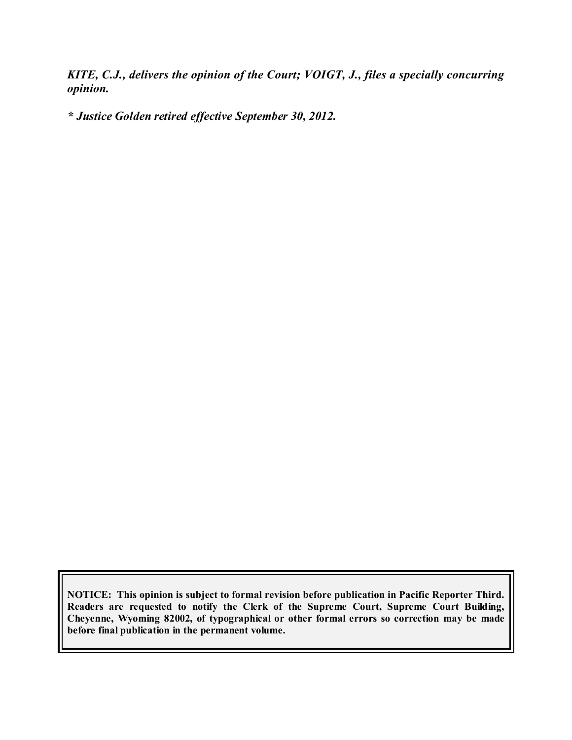***KITE, C.J., delivers the opinion of the Court; VOIGT, J., files a specially concurring opinion.***

***\* Justice Golden retired effective September 30, 2012.***

**NOTICE: This opinion is subject to formal revision before publication in Pacific Reporter Third. Readers are requested to notify the Clerk of the Supreme Court, Supreme Court Building, Cheyenne, Wyoming 82002, of typographical or other formal errors so correction may be made before final publication in the permanent volume.**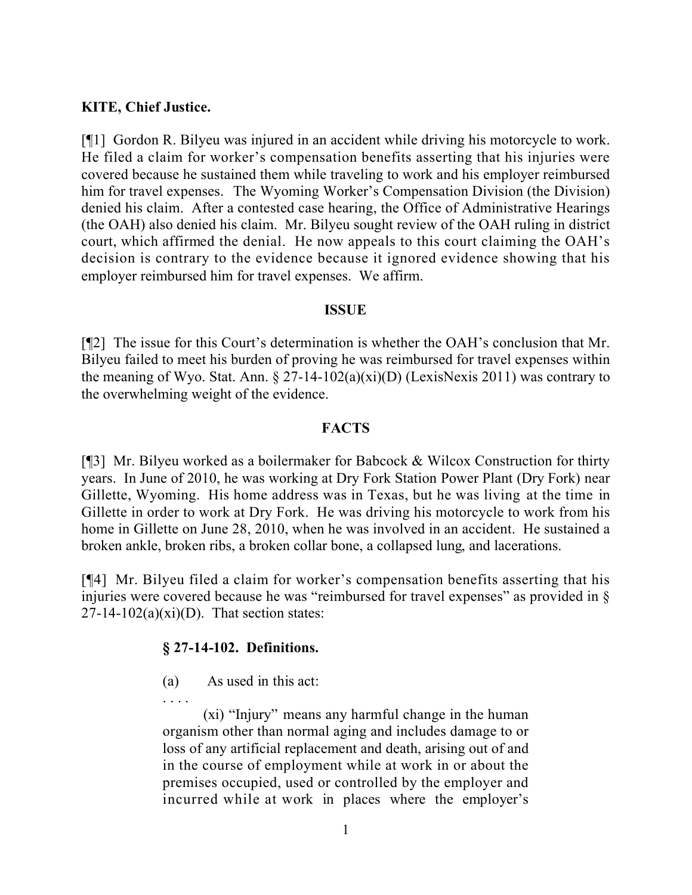**KITE, Chief Justice.**

[¶1] Gordon R. Bilyeu was injured in an accident while driving his motorcycle to work. He filed a claim for worker's compensation benefits asserting that his injuries were covered because he sustained them while traveling to work and his employer reimbursed him for travel expenses. The Wyoming Worker's Compensation Division (the Division) denied his claim. After a contested case hearing, the Office of Administrative Hearings (the OAH) also denied his claim. Mr. Bilyeu sought review of the OAH ruling in district court, which affirmed the denial. He now appeals to this court claiming the OAH's decision is contrary to the evidence because it ignored evidence showing that his employer reimbursed him for travel expenses. We affirm.

## ISSUE

[¶2] The issue for this Court's determination is whether the OAH's conclusion that Mr. Bilyeu failed to meet his burden of proving he was reimbursed for travel expenses within the meaning of Wyo. Stat. Ann. § 27-14-102(a)(xi)(D) (LexisNexis 2011) was contrary to the overwhelming weight of the evidence.

## FACTS

[¶3] Mr. Bilyeu worked as a boilermaker for Babcock & Wilcox Construction for thirty years. In June of 2010, he was working at Dry Fork Station Power Plant (Dry Fork) near Gillette, Wyoming. His home address was in Texas, but he was living at the time in Gillette in order to work at Dry Fork. He was driving his motorcycle to work from his home in Gillette on June 28, 2010, when he was involved in an accident. He sustained a broken ankle, broken ribs, a broken collar bone, a collapsed lung, and lacerations.

[¶4] Mr. Bilyeu filed a claim for worker's compensation benefits asserting that his injuries were covered because he was "reimbursed for travel expenses" as provided in § 27-14-102(a)(xi)(D). That section states:

> **§ 27-14-102. Definitions.**
>
> (a) As used in this act:
>
> . . . .
>
> (xi) "Injury" means any harmful change in the human organism other than normal aging and includes damage to or loss of any artificial replacement and death, arising out of and in the course of employment while at work in or about the premises occupied, used or controlled by the employer and incurred while at work in places where the employer's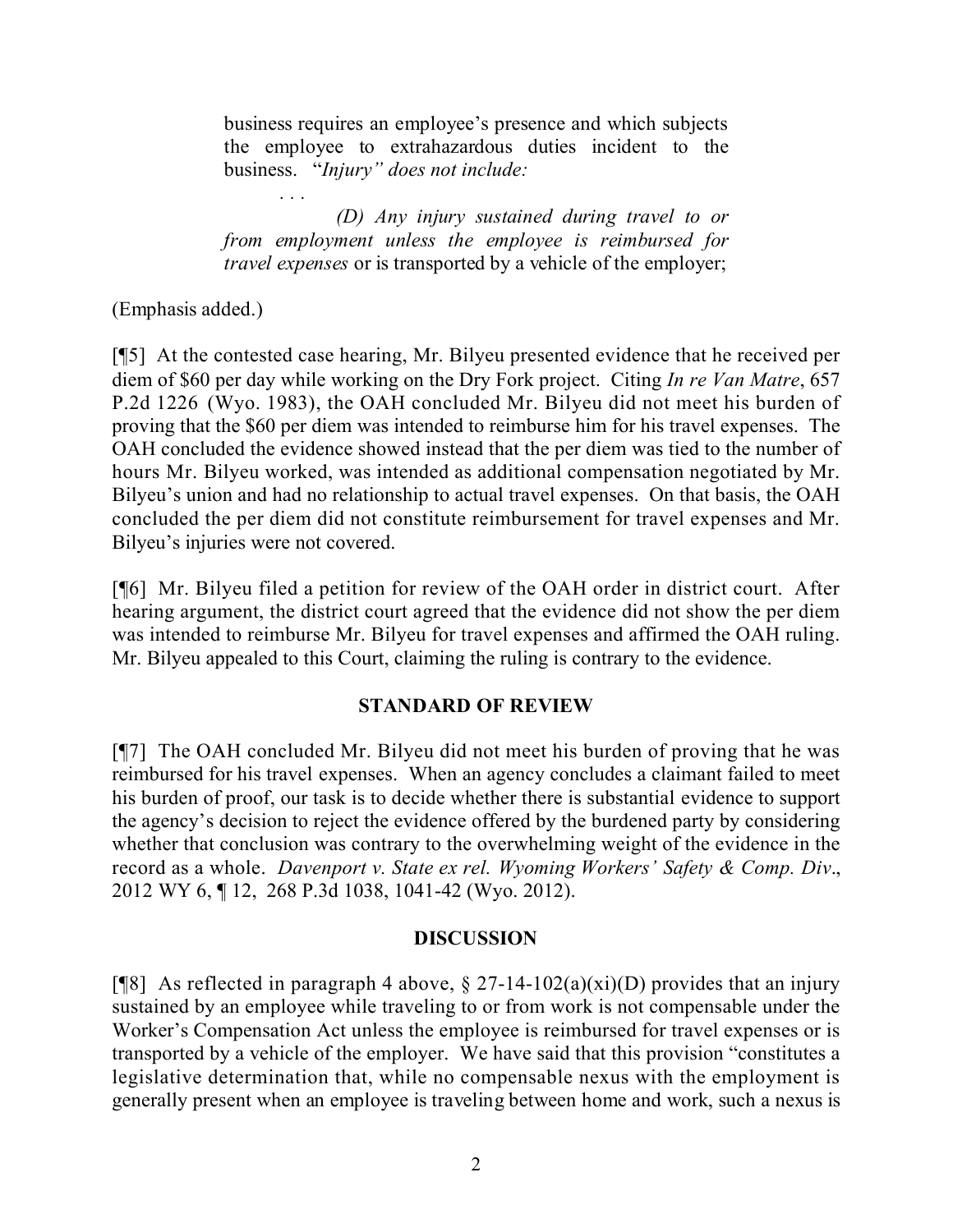> business requires an employee's presence and which subjects the employee to extrahazardous duties incident to the business. "*Injury" does not include:*
>
> . . .
>
> *(D) Any injury sustained during travel to or from employment unless the employee is reimbursed for travel expenses* or is transported by a vehicle of the employer;

(Emphasis added.)

[¶5] At the contested case hearing, Mr. Bilyeu presented evidence that he received per diem of $60 per day while working on the Dry Fork project. Citing *In re Van Matre*, 657 P.2d 1226 (Wyo. 1983), the OAH concluded Mr. Bilyeu did not meet his burden of proving that the $60 per diem was intended to reimburse him for his travel expenses. The OAH concluded the evidence showed instead that the per diem was tied to the number of hours Mr. Bilyeu worked, was intended as additional compensation negotiated by Mr. Bilyeu's union and had no relationship to actual travel expenses. On that basis, the OAH concluded the per diem did not constitute reimbursement for travel expenses and Mr. Bilyeu's injuries were not covered.

[¶6] Mr. Bilyeu filed a petition for review of the OAH order in district court. After hearing argument, the district court agreed that the evidence did not show the per diem was intended to reimburse Mr. Bilyeu for travel expenses and affirmed the OAH ruling. Mr. Bilyeu appealed to this Court, claiming the ruling is contrary to the evidence.

## STANDARD OF REVIEW

[¶7] The OAH concluded Mr. Bilyeu did not meet his burden of proving that he was reimbursed for his travel expenses. When an agency concludes a claimant failed to meet his burden of proof, our task is to decide whether there is substantial evidence to support the agency's decision to reject the evidence offered by the burdened party by considering whether that conclusion was contrary to the overwhelming weight of the evidence in the record as a whole. *Davenport v. State ex rel. Wyoming Workers' Safety & Comp. Div*., 2012 WY 6, ¶ 12, 268 P.3d 1038, 1041-42 (Wyo. 2012).

## DISCUSSION

[¶8] As reflected in paragraph 4 above, § 27-14-102(a)(xi)(D) provides that an injury sustained by an employee while traveling to or from work is not compensable under the Worker's Compensation Act unless the employee is reimbursed for travel expenses or is transported by a vehicle of the employer. We have said that this provision "constitutes a legislative determination that, while no compensable nexus with the employment is generally present when an employee is traveling between home and work, such a nexus is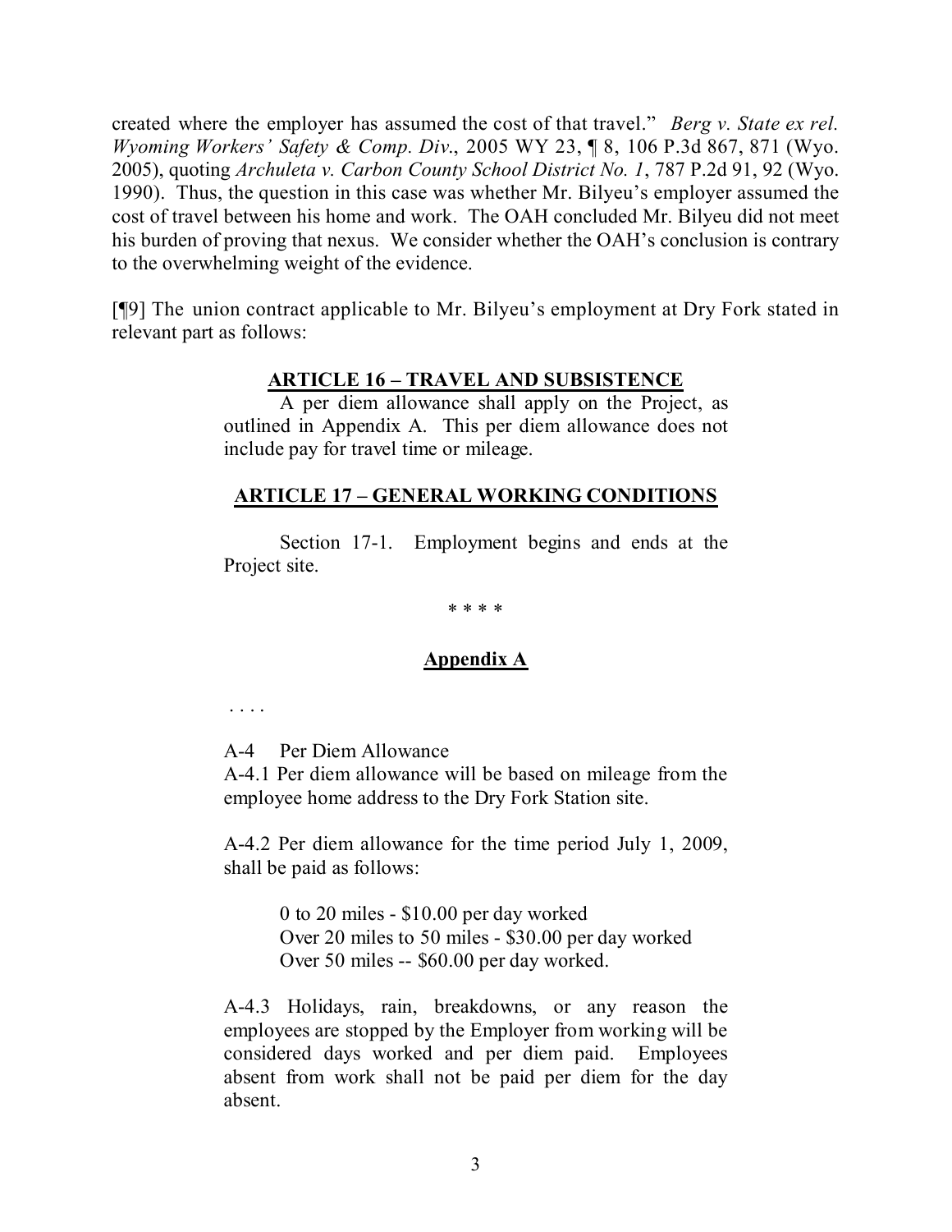created where the employer has assumed the cost of that travel." *Berg v. State ex rel. Wyoming Workers' Safety & Comp. Div.*, 2005 WY 23, ¶ 8, 106 P.3d 867, 871 (Wyo. 2005), quoting *Archuleta v. Carbon County School District No. 1*, 787 P.2d 91, 92 (Wyo. 1990). Thus, the question in this case was whether Mr. Bilyeu's employer assumed the cost of travel between his home and work. The OAH concluded Mr. Bilyeu did not meet his burden of proving that nexus. We consider whether the OAH's conclusion is contrary to the overwhelming weight of the evidence.

[¶9] The union contract applicable to Mr. Bilyeu's employment at Dry Fork stated in relevant part as follows:

> **ARTICLE 16 – TRAVEL AND SUBSISTENCE**
>
> A per diem allowance shall apply on the Project, as outlined in Appendix A. This per diem allowance does not include pay for travel time or mileage.
>
> **ARTICLE 17 – GENERAL WORKING CONDITIONS**
>
> Section 17-1. Employment begins and ends at the Project site.
>
> \* \* \* \*
>
> **Appendix A**
>
> . . . .
>
> A-4 Per Diem Allowance
>
> A-4.1 Per diem allowance will be based on mileage from the employee home address to the Dry Fork Station site.
>
> A-4.2 Per diem allowance for the time period July 1, 2009, shall be paid as follows:
>
> 0 to 20 miles - $10.00 per day worked
> Over 20 miles to 50 miles - $30.00 per day worked
> Over 50 miles -- $60.00 per day worked.
>
> A-4.3 Holidays, rain, breakdowns, or any reason the employees are stopped by the Employer from working will be considered days worked and per diem paid. Employees absent from work shall not be paid per diem for the day absent.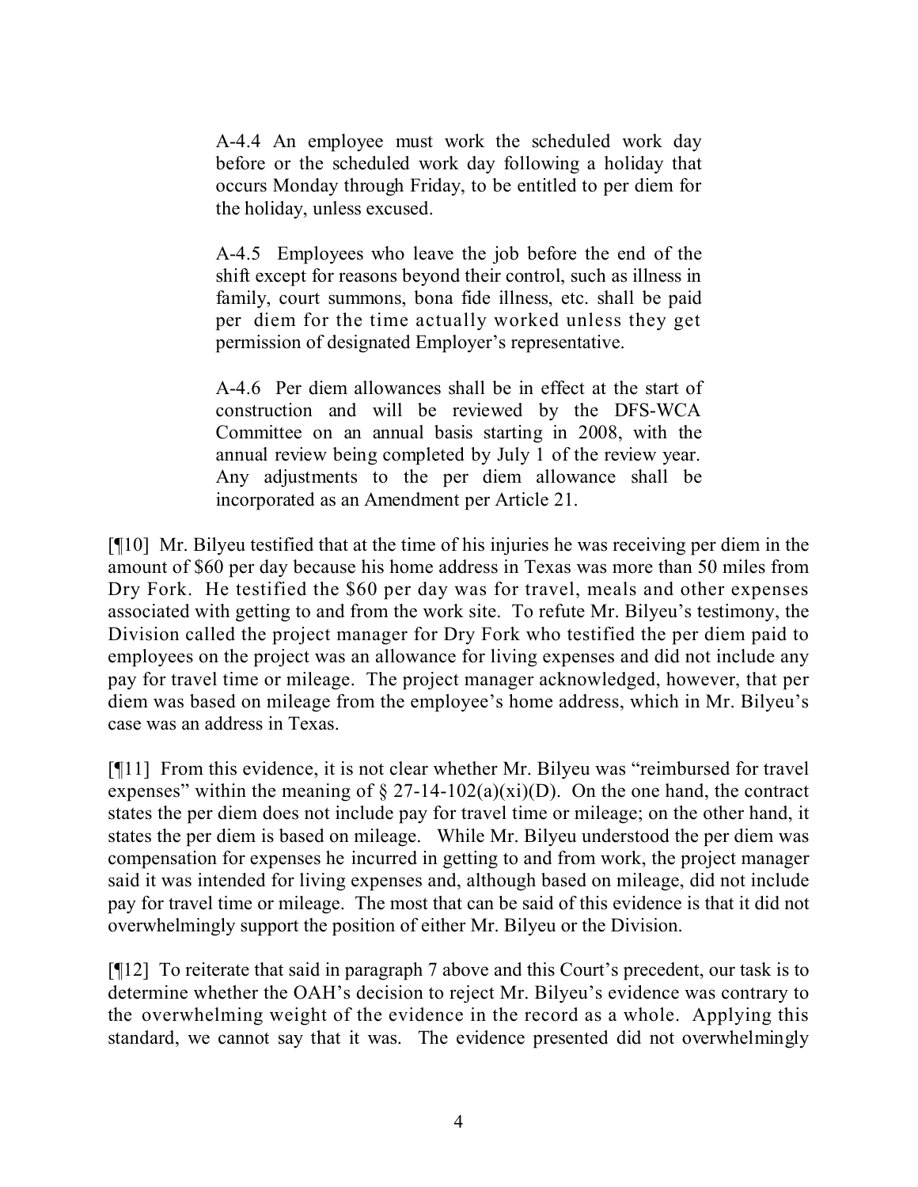> A-4.4 An employee must work the scheduled work day before or the scheduled work day following a holiday that occurs Monday through Friday, to be entitled to per diem for the holiday, unless excused.
>
> A-4.5 Employees who leave the job before the end of the shift except for reasons beyond their control, such as illness in family, court summons, bona fide illness, etc. shall be paid per diem for the time actually worked unless they get permission of designated Employer's representative.
>
> A-4.6 Per diem allowances shall be in effect at the start of construction and will be reviewed by the DFS-WCA Committee on an annual basis starting in 2008, with the annual review being completed by July 1 of the review year. Any adjustments to the per diem allowance shall be incorporated as an Amendment per Article 21.

[¶10] Mr. Bilyeu testified that at the time of his injuries he was receiving per diem in the amount of $60 per day because his home address in Texas was more than 50 miles from Dry Fork. He testified the $60 per day was for travel, meals and other expenses associated with getting to and from the work site. To refute Mr. Bilyeu's testimony, the Division called the project manager for Dry Fork who testified the per diem paid to employees on the project was an allowance for living expenses and did not include any pay for travel time or mileage. The project manager acknowledged, however, that per diem was based on mileage from the employee's home address, which in Mr. Bilyeu's case was an address in Texas.

[¶11] From this evidence, it is not clear whether Mr. Bilyeu was "reimbursed for travel expenses" within the meaning of § 27-14-102(a)(xi)(D). On the one hand, the contract states the per diem does not include pay for travel time or mileage; on the other hand, it states the per diem is based on mileage. While Mr. Bilyeu understood the per diem was compensation for expenses he incurred in getting to and from work, the project manager said it was intended for living expenses and, although based on mileage, did not include pay for travel time or mileage. The most that can be said of this evidence is that it did not overwhelmingly support the position of either Mr. Bilyeu or the Division.

[¶12] To reiterate that said in paragraph 7 above and this Court's precedent, our task is to determine whether the OAH's decision to reject Mr. Bilyeu's evidence was contrary to the overwhelming weight of the evidence in the record as a whole. Applying this standard, we cannot say that it was. The evidence presented did not overwhelmingly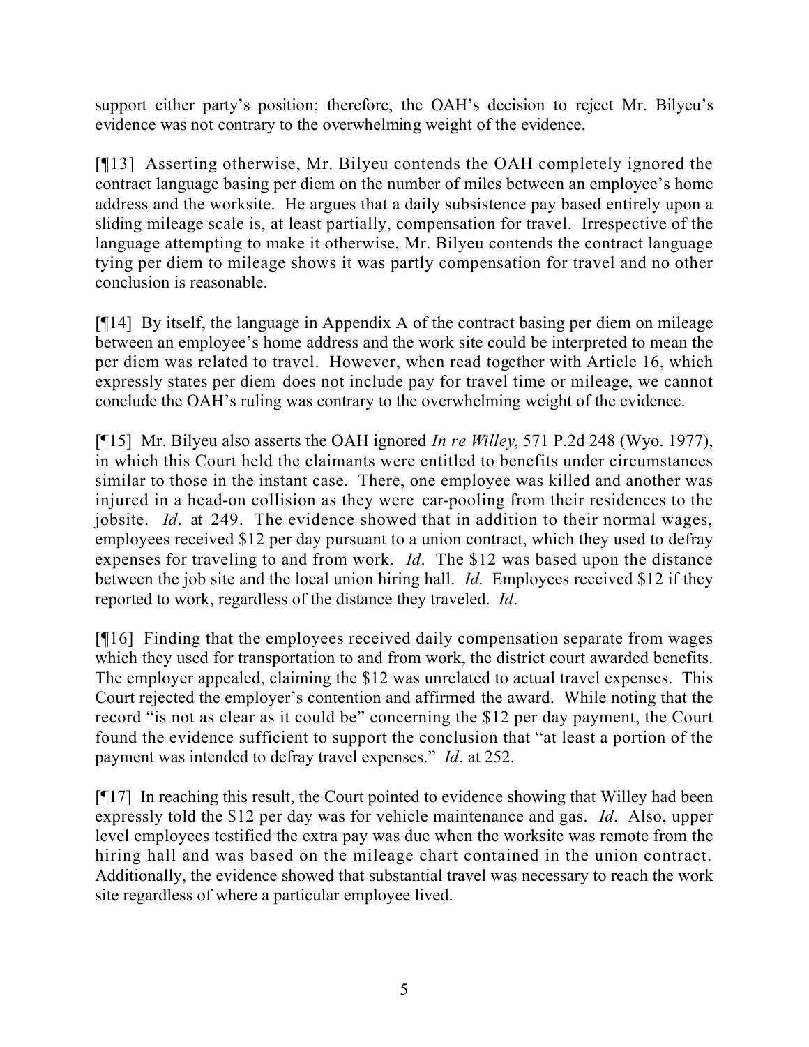support either party's position; therefore, the OAH's decision to reject Mr. Bilyeu's evidence was not contrary to the overwhelming weight of the evidence.

[¶13] Asserting otherwise, Mr. Bilyeu contends the OAH completely ignored the contract language basing per diem on the number of miles between an employee's home address and the worksite. He argues that a daily subsistence pay based entirely upon a sliding mileage scale is, at least partially, compensation for travel. Irrespective of the language attempting to make it otherwise, Mr. Bilyeu contends the contract language tying per diem to mileage shows it was partly compensation for travel and no other conclusion is reasonable.

[¶14] By itself, the language in Appendix A of the contract basing per diem on mileage between an employee's home address and the work site could be interpreted to mean the per diem was related to travel. However, when read together with Article 16, which expressly states per diem does not include pay for travel time or mileage, we cannot conclude the OAH's ruling was contrary to the overwhelming weight of the evidence.

[¶15] Mr. Bilyeu also asserts the OAH ignored *In re Willey*, 571 P.2d 248 (Wyo. 1977), in which this Court held the claimants were entitled to benefits under circumstances similar to those in the instant case. There, one employee was killed and another was injured in a head-on collision as they were car-pooling from their residences to the jobsite. *Id*. at 249. The evidence showed that in addition to their normal wages, employees received $12 per day pursuant to a union contract, which they used to defray expenses for traveling to and from work. *Id*. The $12 was based upon the distance between the job site and the local union hiring hall. *Id*. Employees received $12 if they reported to work, regardless of the distance they traveled. *Id*.

[¶16] Finding that the employees received daily compensation separate from wages which they used for transportation to and from work, the district court awarded benefits. The employer appealed, claiming the $12 was unrelated to actual travel expenses. This Court rejected the employer's contention and affirmed the award. While noting that the record "is not as clear as it could be" concerning the $12 per day payment, the Court found the evidence sufficient to support the conclusion that "at least a portion of the payment was intended to defray travel expenses." *Id*. at 252.

[¶17] In reaching this result, the Court pointed to evidence showing that Willey had been expressly told the $12 per day was for vehicle maintenance and gas. *Id*. Also, upper level employees testified the extra pay was due when the worksite was remote from the hiring hall and was based on the mileage chart contained in the union contract. Additionally, the evidence showed that substantial travel was necessary to reach the work site regardless of where a particular employee lived.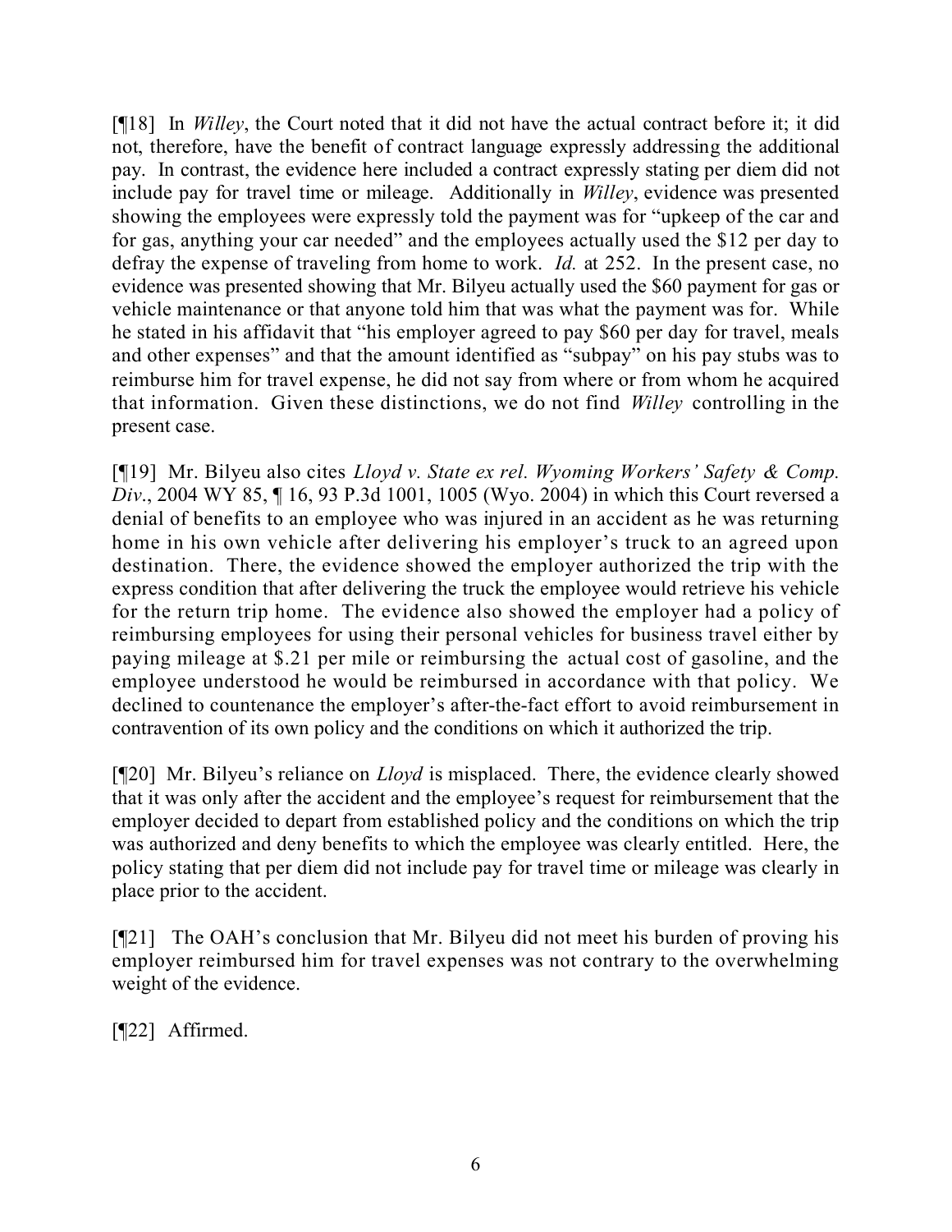[¶18] In *Willey*, the Court noted that it did not have the actual contract before it; it did not, therefore, have the benefit of contract language expressly addressing the additional pay. In contrast, the evidence here included a contract expressly stating per diem did not include pay for travel time or mileage. Additionally in *Willey*, evidence was presented showing the employees were expressly told the payment was for "upkeep of the car and for gas, anything your car needed" and the employees actually used the $12 per day to defray the expense of traveling from home to work. *Id.* at 252. In the present case, no evidence was presented showing that Mr. Bilyeu actually used the $60 payment for gas or vehicle maintenance or that anyone told him that was what the payment was for. While he stated in his affidavit that "his employer agreed to pay $60 per day for travel, meals and other expenses" and that the amount identified as "subpay" on his pay stubs was to reimburse him for travel expense, he did not say from where or from whom he acquired that information. Given these distinctions, we do not find *Willey* controlling in the present case.

[¶19] Mr. Bilyeu also cites *Lloyd v. State ex rel. Wyoming Workers' Safety & Comp. Div.*, 2004 WY 85, ¶ 16, 93 P.3d 1001, 1005 (Wyo. 2004) in which this Court reversed a denial of benefits to an employee who was injured in an accident as he was returning home in his own vehicle after delivering his employer's truck to an agreed upon destination. There, the evidence showed the employer authorized the trip with the express condition that after delivering the truck the employee would retrieve his vehicle for the return trip home. The evidence also showed the employer had a policy of reimbursing employees for using their personal vehicles for business travel either by paying mileage at $.21 per mile or reimbursing the actual cost of gasoline, and the employee understood he would be reimbursed in accordance with that policy. We declined to countenance the employer's after-the-fact effort to avoid reimbursement in contravention of its own policy and the conditions on which it authorized the trip.

[¶20] Mr. Bilyeu's reliance on *Lloyd* is misplaced. There, the evidence clearly showed that it was only after the accident and the employee's request for reimbursement that the employer decided to depart from established policy and the conditions on which the trip was authorized and deny benefits to which the employee was clearly entitled. Here, the policy stating that per diem did not include pay for travel time or mileage was clearly in place prior to the accident.

[¶21] The OAH's conclusion that Mr. Bilyeu did not meet his burden of proving his employer reimbursed him for travel expenses was not contrary to the overwhelming weight of the evidence.

[¶22] Affirmed.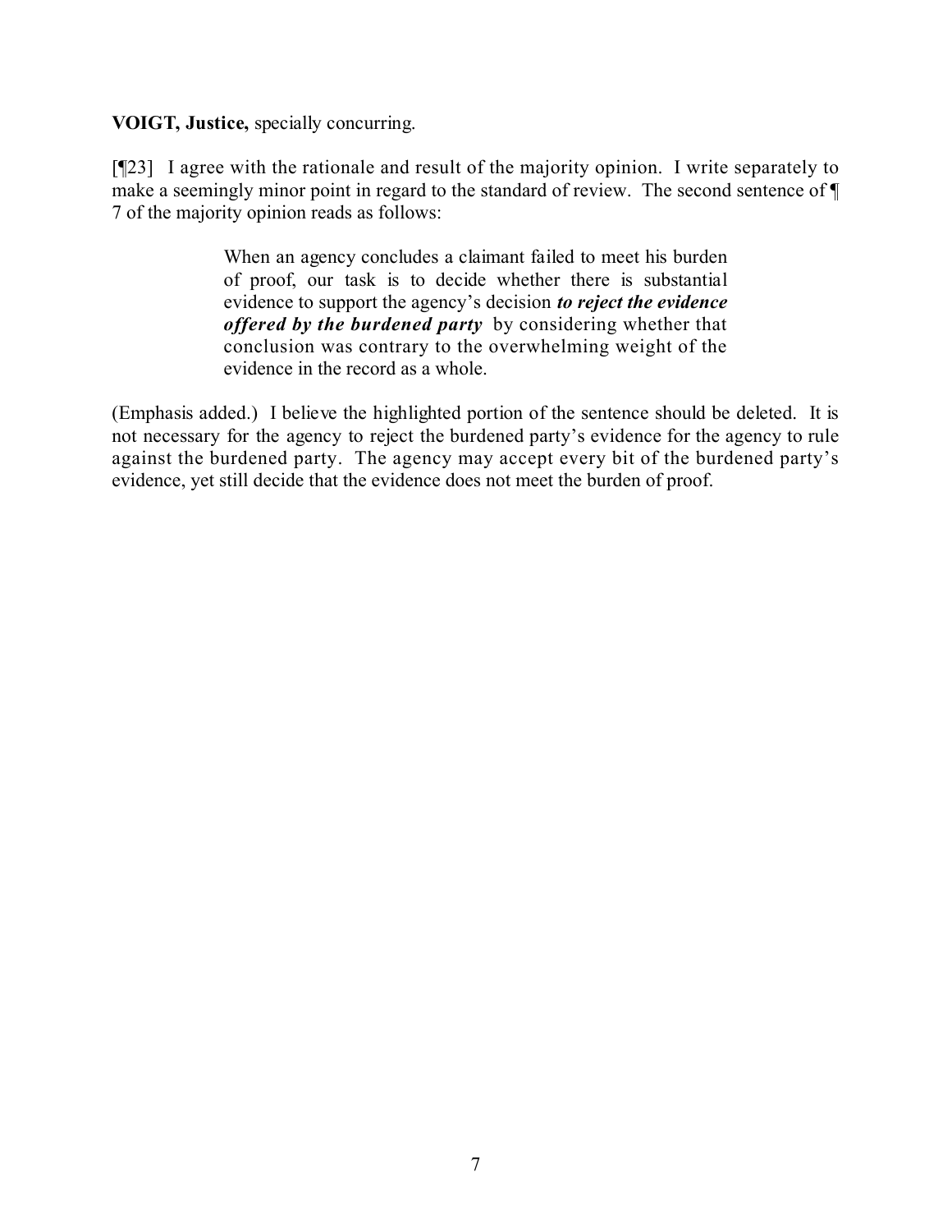**VOIGT, Justice,** specially concurring.

[¶23] I agree with the rationale and result of the majority opinion. I write separately to make a seemingly minor point in regard to the standard of review. The second sentence of ¶ 7 of the majority opinion reads as follows:

> When an agency concludes a claimant failed to meet his burden of proof, our task is to decide whether there is substantial evidence to support the agency's decision ***to reject the evidence offered by the burdened party*** by considering whether that conclusion was contrary to the overwhelming weight of the evidence in the record as a whole.

(Emphasis added.) I believe the highlighted portion of the sentence should be deleted. It is not necessary for the agency to reject the burdened party's evidence for the agency to rule against the burdened party. The agency may accept every bit of the burdened party's evidence, yet still decide that the evidence does not meet the burden of proof.